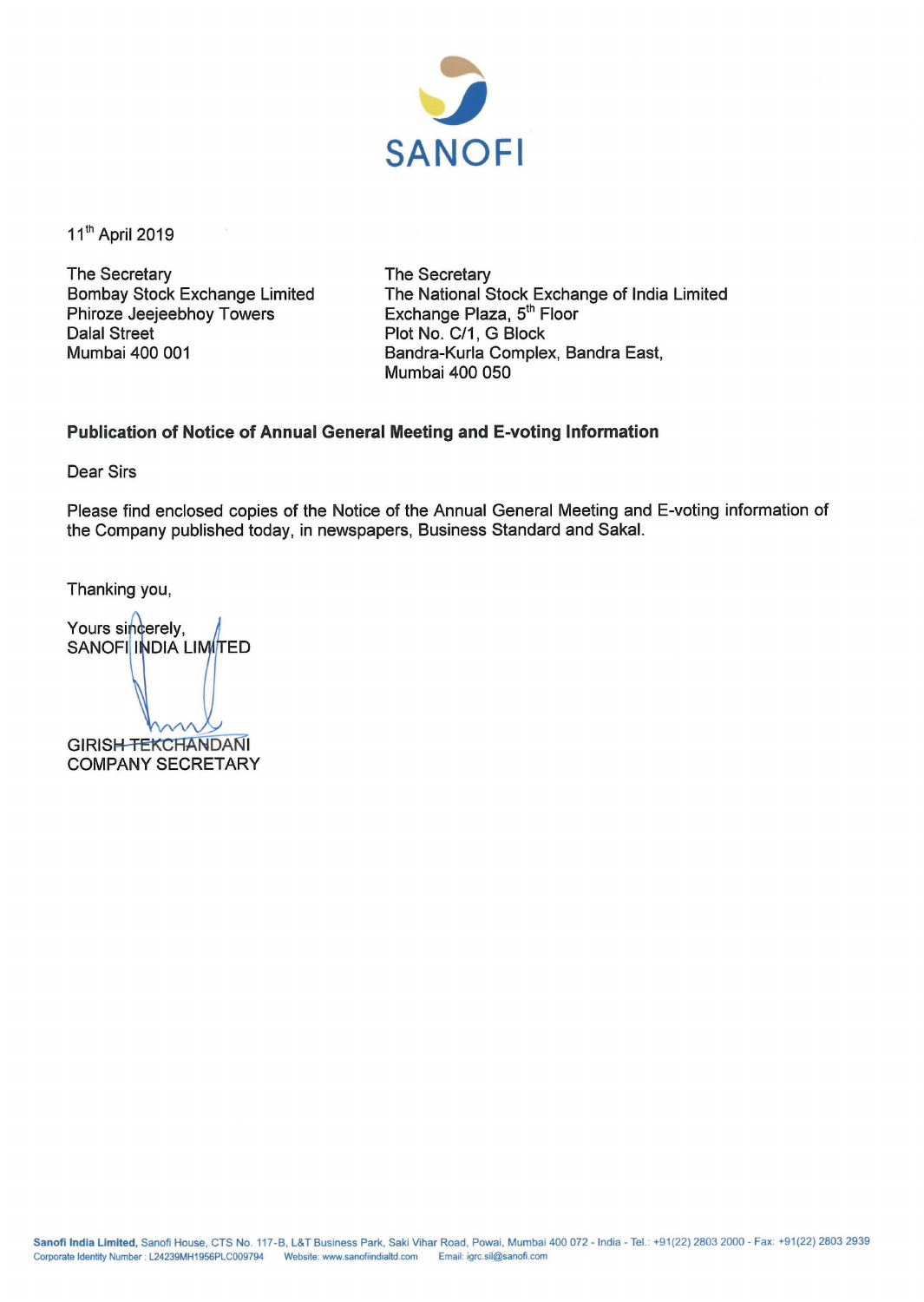SANOFI

11th April 2019

The Secretary
Bombay Stock Exchange Limited
Phiroze Jeejeebhoy Towers
Dalal Street
Mumbai 400 001

The Secretary
The National Stock Exchange of India Limited
Exchange Plaza, 5th Floor
Plot No. C/1, G Block
Bandra-Kurla Complex, Bandra East,
Mumbai 400 050

**Publication of Notice of Annual General Meeting and E-voting Information**

Dear Sirs

Please find enclosed copies of the Notice of the Annual General Meeting and E-voting information of the Company published today, in newspapers, Business Standard and Sakal.

Thanking you,

Yours sincerely,
SANOFI INDIA LIMITED

GIRISH TEKCHANDANI
COMPANY SECRETARY

**Sanofi India Limited**, Sanofi House, CTS No. 117-B, L&T Business Park, Saki Vihar Road, Powai, Mumbai 400 072 - India - Tel.: +91(22) 2803 2000 - Fax: +91(22) 2803 2939
Corporate Identity Number : L24239MH1956PLC009794 Website: www.sanofiindialtd.com Email: igrc.sil@sanofi.com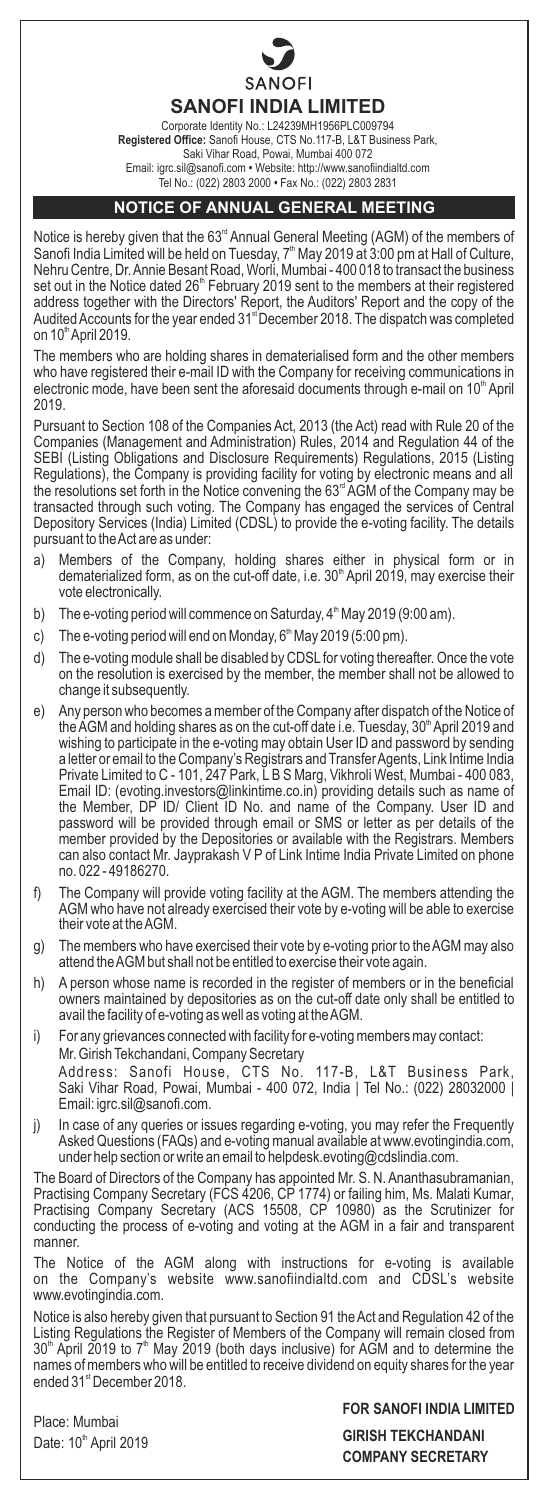SANOFI

# SANOFI INDIA LIMITED

Corporate Identity No.: L24239MH1956PLC009794
**Registered Office:** Sanofi House, CTS No.117-B, L&T Business Park, Saki Vihar Road, Powai, Mumbai 400 072
Email: igrc.sil@sanofi.com • Website: http://www.sanofiindialtd.com
Tel No.: (022) 2803 2000 • Fax No.: (022) 2803 2831

## NOTICE OF ANNUAL GENERAL MEETING

Notice is hereby given that the 63rd Annual General Meeting (AGM) of the members of Sanofi India Limited will be held on Tuesday, 7th May 2019 at 3:00 pm at Hall of Culture, Nehru Centre, Dr. Annie Besant Road, Worli, Mumbai - 400 018 to transact the business set out in the Notice dated 26th February 2019 sent to the members at their registered address together with the Directors' Report, the Auditors' Report and the copy of the Audited Accounts for the year ended 31st December 2018. The dispatch was completed on 10th April 2019.

The members who are holding shares in dematerialised form and the other members who have registered their e-mail ID with the Company for receiving communications in electronic mode, have been sent the aforesaid documents through e-mail on 10th April 2019.

Pursuant to Section 108 of the Companies Act, 2013 (the Act) read with Rule 20 of the Companies (Management and Administration) Rules, 2014 and Regulation 44 of the SEBI (Listing Obligations and Disclosure Requirements) Regulations, 2015 (Listing Regulations), the Company is providing facility for voting by electronic means and all the resolutions set forth in the Notice convening the 63rd AGM of the Company may be transacted through such voting. The Company has engaged the services of Central Depository Services (India) Limited (CDSL) to provide the e-voting facility. The details pursuant to the Act are as under:

a) Members of the Company, holding shares either in physical form or in dematerialized form, as on the cut-off date, i.e. 30th April 2019, may exercise their vote electronically.

b) The e-voting period will commence on Saturday, 4th May 2019 (9:00 am).

c) The e-voting period will end on Monday, 6th May 2019 (5:00 pm).

d) The e-voting module shall be disabled by CDSL for voting thereafter. Once the vote on the resolution is exercised by the member, the member shall not be allowed to change it subsequently.

e) Any person who becomes a member of the Company after dispatch of the Notice of the AGM and holding shares as on the cut-off date i.e. Tuesday, 30th April 2019 and wishing to participate in the e-voting may obtain User ID and password by sending a letter or email to the Company's Registrars and Transfer Agents, Link Intime India Private Limited to C - 101, 247 Park, L B S Marg, Vikhroli West, Mumbai - 400 083, Email ID: (evoting.investors@linkintime.co.in) providing details such as name of the Member, DP ID/ Client ID No. and name of the Company. User ID and password will be provided through email or SMS or letter as per details of the member provided by the Depositories or available with the Registrars. Members can also contact Mr. Jayprakash V P of Link Intime India Private Limited on phone no. 022 - 49186270.

f) The Company will provide voting facility at the AGM. The members attending the AGM who have not already exercised their vote by e-voting will be able to exercise their vote at the AGM.

g) The members who have exercised their vote by e-voting prior to the AGM may also attend the AGM but shall not be entitled to exercise their vote again.

h) A person whose name is recorded in the register of members or in the beneficial owners maintained by depositories as on the cut-off date only shall be entitled to avail the facility of e-voting as well as voting at the AGM.

i) For any grievances connected with facility for e-voting members may contact:
Mr. Girish Tekchandani, Company Secretary
Address: Sanofi House, CTS No. 117-B, L&T Business Park, Saki Vihar Road, Powai, Mumbai - 400 072, India | Tel No.: (022) 28032000 | Email: igrc.sil@sanofi.com.

j) In case of any queries or issues regarding e-voting, you may refer the Frequently Asked Questions (FAQs) and e-voting manual available at www.evotingindia.com, under help section or write an email to helpdesk.evoting@cdslindia.com.

The Board of Directors of the Company has appointed Mr. S. N. Ananthasubramanian, Practising Company Secretary (FCS 4206, CP 1774) or failing him, Ms. Malati Kumar, Practising Company Secretary (ACS 15508, CP 10980) as the Scrutinizer for conducting the process of e-voting and voting at the AGM in a fair and transparent manner.

The Notice of the AGM along with instructions for e-voting is available on the Company's website www.sanofiindialtd.com and CDSL's website www.evotingindia.com.

Notice is also hereby given that pursuant to Section 91 the Act and Regulation 42 of the Listing Regulations the Register of Members of the Company will remain closed from 30th April 2019 to 7th May 2019 (both days inclusive) for AGM and to determine the names of members who will be entitled to receive dividend on equity shares for the year ended 31st December 2018.

Place: Mumbai
Date: 10th April 2019

**FOR SANOFI INDIA LIMITED**

**GIRISH TEKCHANDANI**
**COMPANY SECRETARY**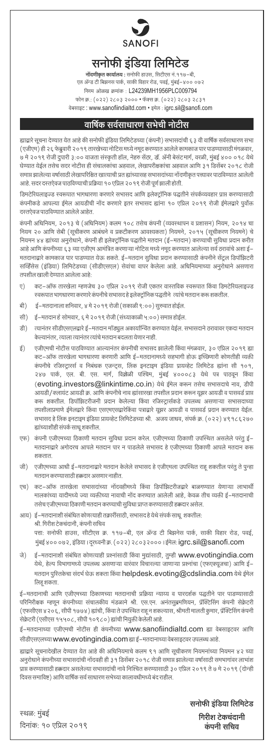SANOFI

# सनोफी इंडिया लिमिटेड

**नोंदणीकृत कार्यालय :** सनोफी हाउस, सिटीएस नं.११७-बी, एल अँन्ड टी बिझनेस पार्क, साकी विहार रोड, पवई, मुंबई-४०० ०७२

निगम ओळख क्रमांक : L24239MH1956PLC009794

फोन क्र.: (०२२) २८०३ २००० • फॅक्स क्र. (०२२) २८०३ २८३९

वेबसाइट : www.sanofiindialtd.com • इमेल : igrc.sil@sanofi.com

## वार्षिक सर्वसाधारण सभेची नोटीस

ह्याद्वारे सूचना देण्यात येत आहे की सनोफी इंडिया लिमिटेडच्या (कंपनी) सभासदांची ६३ वी वार्षिक सर्वसाधारण सभा (एजीएम) ही २६ फेब्रुवारी २०१९ तारखेच्या नोटिस मध्ये नमूद करण्यात आलेले कामकाज पार पाडण्यासाठी मंगळवार, ७ मे २०१९ रोजी दुपारी ३:०० वाजता संस्कृती हॉल, नेहरु सेंटर, डॉ. अॅनी बेसंट मार्ग, वरळी, मुंबई ४०० ०१८ येथे घेण्यात येईल तसेच सदर नोटीस ही संचालकांचा अहवाल, लेखापरीक्षकांचा अहवाल आणि ३१ डिसेंबर २०१८ रोजी समाप्त झालेल्या वर्षासाठी लेखापरिक्षित खात्याची प्रत ह्यांच्यासह सभासदांच्या नोंदणीकृत पत्त्यावर पाठविण्यात आलेली आहे. सदर दस्तऐवज पाठविण्याची प्रक्रिया १० एप्रिल २०१९ रोजी पूर्ण झाली होती.

डिमटेरियलाइज्ड स्वरूपात भागधारण करणारे सभासद आणि इलेक्ट्रॉनिक पद्धतीने संपर्कव्यवहार प्राप्त करण्यासाठी कंपनीकडे आपल्या ईमेल आयडीची नोंद करणारे इतर सभासद ह्यांना १० एप्रिल २०१९ रोजी ईमेलद्वारे पुर्वोक्त दस्तऐवज पाठविण्यात आलेले आहेत.

कंपनी अधिनियम, २०१३ चे (अधिनियम) कलम १०८ तसेच कंपनी (व्यवस्थापन व प्रशासन) नियम, २०१४ चा नियम २० आणि सेबी (सूचीकरण आबंधने व प्रकटीकरण आवश्यकता) नियमने, २०१५ (सूचीकरण नियमने) चे नियमन ४४ ह्यांच्या अनुरोधाने, कंपनी ही इलेक्ट्रॉनिक पद्धतीने मतदान (ई-मतदान) करण्याची सुविधा प्रदान करीत आहे आणि कंपनीच्या ६३ व्या एजीएम आमंत्रित करणाऱ्या नोटिस मध्ये नमूद करण्यात आलेल्या सर्व ठरावांचे अशा ई-मतदानाद्वारे कामकाज पार पाडण्यात येऊ शकते. ई-मतदान सुविधा प्रदान करण्यासाठी कंपनीने सेंट्रल डिपॉझिटरी सर्व्हिसेस (इंडिया) लिमिटेडच्या (सीडीएसएल) सेवांचा वापर केलेला आहे. अधिनियमाच्या अनुरोधाने असणारा तपशील खाली देण्यात आलेला आहे:

ए) कट-ऑफ तारखेला म्हणजेच ३० एप्रिल २०१९ रोजी एकतर वास्तविक स्वरूपात किंवा डिमटेरियलाइज्ड स्वरूपात भागधारण करणारे कंपनीचे सभासद हे इलेक्ट्रॉनिक पद्धतीने त्यांचे मतदान करू शकतील.

बी) ई-मतदानाला शनिवार, ४ मे २०१९ रोजी (सकाळी ९:००) सुरुवात होईल.

सी) ई-मतदान हे सोमवार, ६ मे २०१९ रोजी (संध्याकाळी ५:००) समाप्त होईल.

डी) त्यानंतर सीडीएसएलद्वारे ई-मतदान मॉड्यूल अकार्यान्वित करण्यात येईल. सभासदाने ठरावावर एकदा मतदान केल्यानंतर, त्याला त्यानंतर त्यांचे मतदान बदलता येणार नाही.

ई) एजीएमची नोटीस पाठविण्यात आल्यानंतर कंपनीची सभासद झालेली किंवा मंगळवार, ३० एप्रिल २०१९ ह्या कट-ऑफ तारखेला भागधारण करणारी आणि ई-मतदानामध्ये सहभागी होऊ इच्छिणारी कोणतीही व्यक्ती कंपनीचे रजिस्ट्रार्स व निबंधक एजन्ट्स, लिंक इनटाइम इंडिया प्रायव्हेट लिमिटेड ह्यांना सी १०१, २४७ पार्क, एल. बी. एस. मार्ग, विक्रोळी पश्चिम, मुंबई ४०००८३ येथे पत्र पाठवून किंवा (evoting.investors@linkintime.co.in) येथे ईमेल करून तसेच सभासदाचे नाव, डीपी आयडी/क्लायंट आयडी क्र. आणि कंपनीचे नाव ह्यांसारखा तपशील प्रदान करून यूझर आयडी व पासवर्ड प्राप्त करू शकतील. डिपॉझिटरीजनी प्रदान केलेल्या किंवा रजिस्ट्रारकडे उपलब्ध असणाऱ्या सभासदाच्या तपशीलाप्रमाणे ईमेलद्वारे किंवा एसएमएसद्वारेकिंवा पत्राद्वारे यूझर आयडी व पासवर्ड प्रदान करण्यात येईल. सभासद हे लिंक इनटाइम इंडिया प्रायव्हेट लिमिटेडच्या श्री. अजय जाधव, संपर्क क्र. (०२२) ४९१८६२७० ह्यांच्याशीही संपर्क साधू शकतील.

एफ) कंपनी एजीएमच्या ठिकाणी मतदान सुविधा प्रदान करेल. एजीएमच्या ठिकाणी उपस्थित असलेले परंतु ई-मतदानाद्वारे अगोदरच आपले मतदान पार न पाडलेले सभासद हे एजीएमच्या ठिकाणी आपले मतदान करू शकतात.

जी) एजीएमच्या आधी ई-मतदानाद्वारे मतदान केलेले सभासद हे एजीएमला उपस्थित राहू शकतील परंतु ते पुन्हा मतदान करण्यासाठी हक्कदार असणार नाहीत.

एच) कट-ऑफ तारखेला सभासदांच्या नोंदवहीमध्ये किंवा डिपॉझिटरीजद्वारे बाळगण्यात येणाऱ्या लाभार्थी मालकांच्या यादीमध्ये ज्या व्यक्तीच्या नावाची नोंद करण्यात आलेली आहे, केवळ तीच व्यक्ती ई-मतदानाची तसेच एजीएमच्या ठिकाणी मतदान करण्याची सुविधा प्राप्त करण्यासाठी हक्कदार असेल.

आय) ई-मतदानाशी संबंधित कोणत्याही तक्रारींसाठी, सभासद हे येथे संपर्क साधू शकतील:
श्री. गिरीश टेकचंदानी, कंपनी सचिव
पत्ता: सनोफी हाउस, सीटीएस क्र. ११७-बी, एल अँन्ड टी बिझनेस पार्क, साकी विहार रोड, पवई, मुंबई ४०० ०७२, इंडिया। दूरध्वनी क्र. (०२२) २८०३२०००। ईमेल: igrc.sil@sanofi.com

जे) ई-मतदानाशी संबंधित कोणत्याही प्रश्नांसाठी किंवा मुद्द्यांसाठी, तुम्ही www.evotingindia.com येथे, हेल्प विभागामध्ये उपलब्ध असणाऱ्या वारंवार विचारल्या जाणाऱ्या प्रश्नांचा (एफएक्यूज्चा) आणि ई-मतदान पुस्तिकेचा संदर्भ घेऊ शकता किंवा helpdesk.evoting@cdslindia.com येथे ईमेल लिहू शकता.

ई-मतदानाची आणि एजीएमच्या ठिकाणच्या मतदानाची प्रक्रिया न्याय्य व पारदर्शक पद्धतीने पार पाडण्यासाठी परिनिरीक्षक म्हणून कंपनीच्या संचालकीय मंडळाने श्री. एस.एन. अनंतसुब्रमणियन, प्रॅक्टिसिंग कंपनी सेक्रेटरी (एफसीएस ४२०६, सीपी १७७४) ह्यांची, किंवा ते उपस्थित राहू न शकल्यास, श्रीमती मालती कुमार, प्रॅक्टिसिंग कंपनी सेक्रेटरी (एसीएस १५१५८, सीपी १०९८०) ह्यांची नियुक्ती केलेली आहे.

ई-मतदानाच्या एजीएमची नोटीस ही कंपनीच्या www.sanofiindialtd.com ह्या वेबसाइटवर आणि सीडीएसएलच्या www.evotingindia.com ह्या ई-मतदानाच्या वेबसाइटवर उपलब्ध आहे.

ह्याद्वारे सूचनादेखील देण्यात येत आहे की अधिनियमाचे कलम ९१ आणि सूचीकरण नियमनांच्या नियमन ४२ च्या अनुरोधाने कंपनीच्या सभासदांची नोंदवही ही ३१ डिसेंबर २०१८ रोजी समाप्त झालेल्या वर्षासाठी सभासांवर लाभांश प्राप्त करण्यासाठी हक्कदार असलेल्या सभासदांची नावे निश्चित करण्यासाठी ३० एप्रिल २०१९ ते ७ मे २०१९ (दोन्ही दिवस समाविष्ट) आणि वार्षिक सर्व साधारण सभेच्या कालावधीमध्ये बंद राहील.

स्थळ: मुंबई
दिनांक: १० एप्रिल २०१९

**सनोफी इंडिया लिमिटेड**
**गिरीश टेकचंदानी**
**कंपनी सचिव**